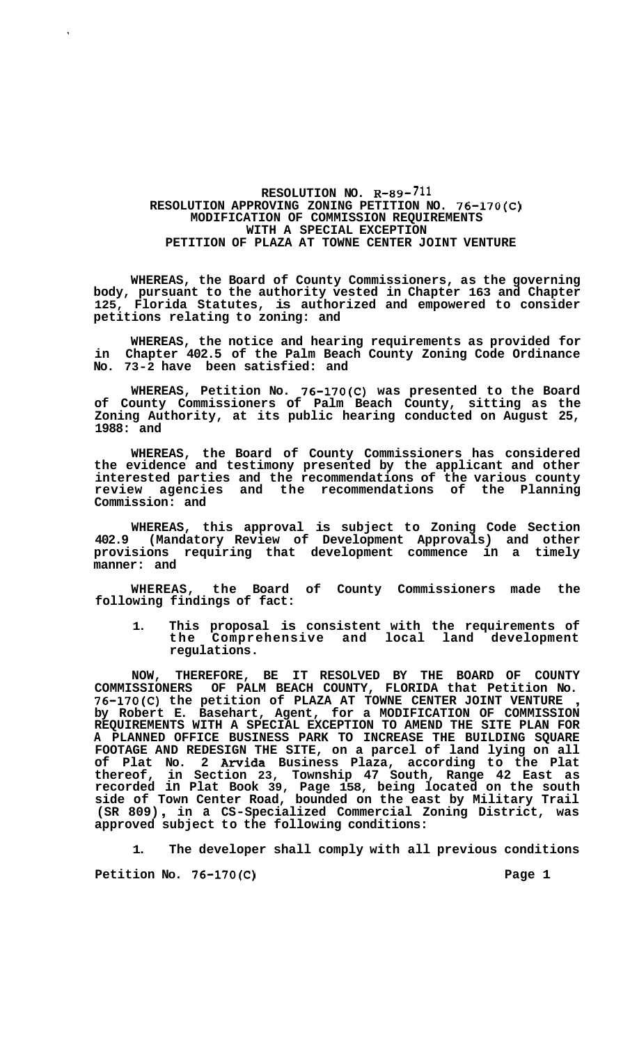# RESOLUTION NO. R-89-711
## RESOLUTION APPROVING ZONING PETITION NO. 76-170(C)
## MODIFICATION OF COMMISSION REQUIREMENTS
## WITH A SPECIAL EXCEPTION
## PETITION OF PLAZA AT TOWNE CENTER JOINT VENTURE

**WHEREAS, the Board of County Commissioners, as the governing body, pursuant to the authority vested in Chapter 163 and Chapter 125, Florida Statutes, is authorized and empowered to consider petitions relating to zoning: and**

**WHEREAS, the notice and hearing requirements as provided for in Chapter 402.5 of the Palm Beach County Zoning Code Ordinance No. 73-2 have been satisfied: and**

**WHEREAS, Petition No. 76-170(C) was presented to the Board of County Commissioners of Palm Beach County, sitting as the Zoning Authority, at its public hearing conducted on August 25, 1988: and**

**WHEREAS, the Board of County Commissioners has considered the evidence and testimony presented by the applicant and other interested parties and the recommendations of the various county review agencies and the recommendations of the Planning Commission: and**

**WHEREAS, this approval is subject to Zoning Code Section 402.9 (Mandatory Review of Development Approvals) and other provisions requiring that development commence in a timely manner: and**

**WHEREAS, the Board of County Commissioners made the following findings of fact:**

1. **This proposal is consistent with the requirements of the Comprehensive and local land development regulations.**

**NOW, THEREFORE, BE IT RESOLVED BY THE BOARD OF COUNTY COMMISSIONERS OF PALM BEACH COUNTY, FLORIDA that Petition No. 76-170(C) the petition of PLAZA AT TOWNE CENTER JOINT VENTURE, by Robert E. Basehart, Agent, for a MODIFICATION OF COMMISSION REQUIREMENTS WITH A SPECIAL EXCEPTION TO AMEND THE SITE PLAN FOR A PLANNED OFFICE BUSINESS PARK TO INCREASE THE BUILDING SQUARE FOOTAGE AND REDESIGN THE SITE, on a parcel of land lying on all of Plat No. 2 Arvida Business Plaza, according to the Plat thereof, in Section 23, Township 47 South, Range 42 East as recorded in Plat Book 39, Page 158, being located on the south side of Town Center Road, bounded on the east by Military Trail (SR 809), in a CS-Specialized Commercial Zoning District, was approved subject to the following conditions:**

1. **The developer shall comply with all previous conditions**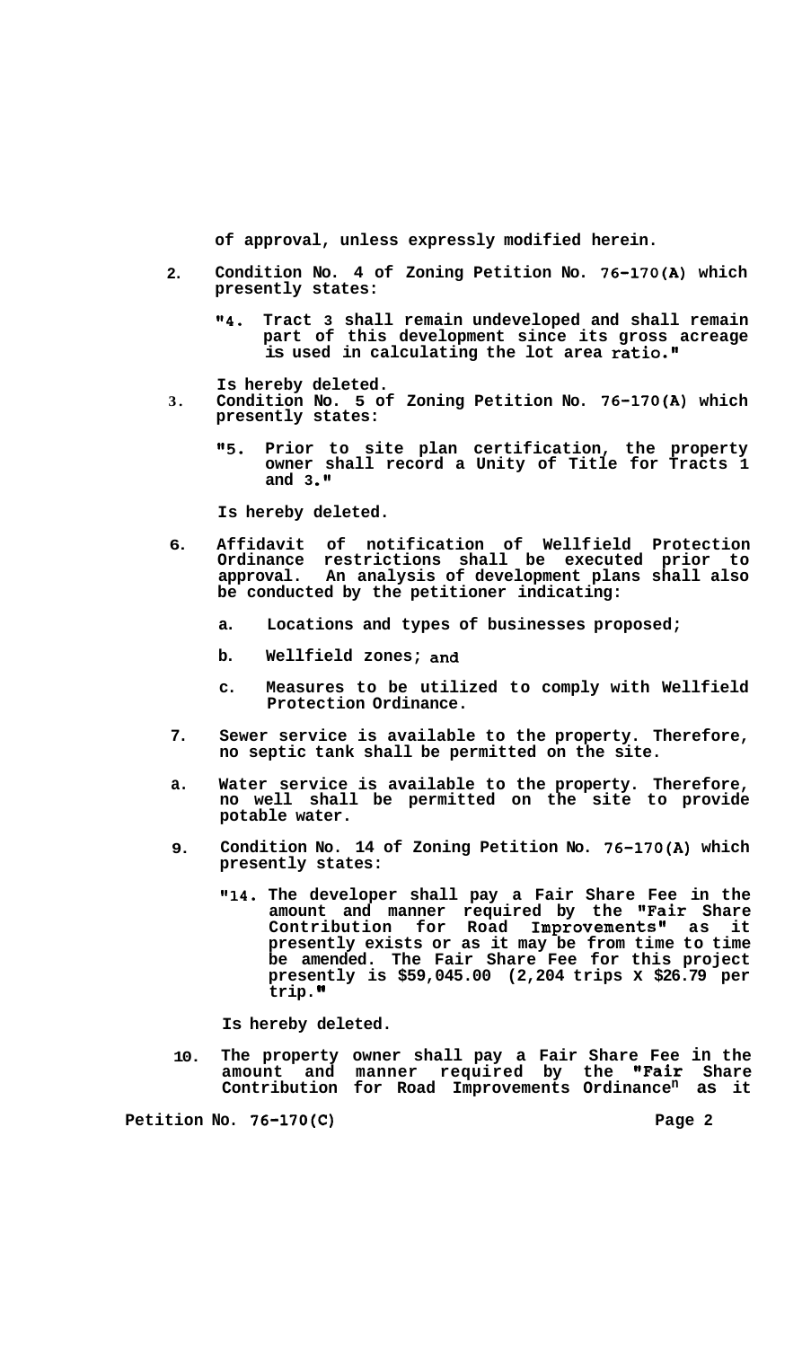**of approval, unless expressly modified herein.**

2. **Condition No. 4 of Zoning Petition No. 76-170(A) which presently states:**

   **"4. Tract 3 shall remain undeveloped and shall remain part of this development since its gross acreage is used in calculating the lot area ratio."**

   **Is hereby deleted.**

3. **Condition No. 5 of Zoning Petition No. 76-170(A) which presently states:**

   **"5. Prior to site plan certification, the property owner shall record a Unity of Title for Tracts 1 and 3."**

   **Is hereby deleted.**

6. **Affidavit of notification of Wellfield Protection Ordinance restrictions shall be executed prior to approval. An analysis of development plans shall also be conducted by the petitioner indicating:**

   a. **Locations and types of businesses proposed;**

   b. **Wellfield zones; and**

   c. **Measures to be utilized to comply with Wellfield Protection Ordinance.**

7. **Sewer service is available to the property. Therefore, no septic tank shall be permitted on the site.**

a. **Water service is available to the property. Therefore, no well shall be permitted on the site to provide potable water.**

9. **Condition No. 14 of Zoning Petition No. 76-170(A) which presently states:**

   **"14. The developer shall pay a Fair Share Fee in the amount and manner required by the "Fair Share Contribution for Road Improvements" as it presently exists or as it may be from time to time be amended. The Fair Share Fee for this project presently is $59,045.00 (2,204 trips X $26.79 per trip."**

   **Is hereby deleted.**

10. **The property owner shall pay a Fair Share Fee in the amount and manner required by the "Fair Share Contribution for Road Improvements Ordinance" as it**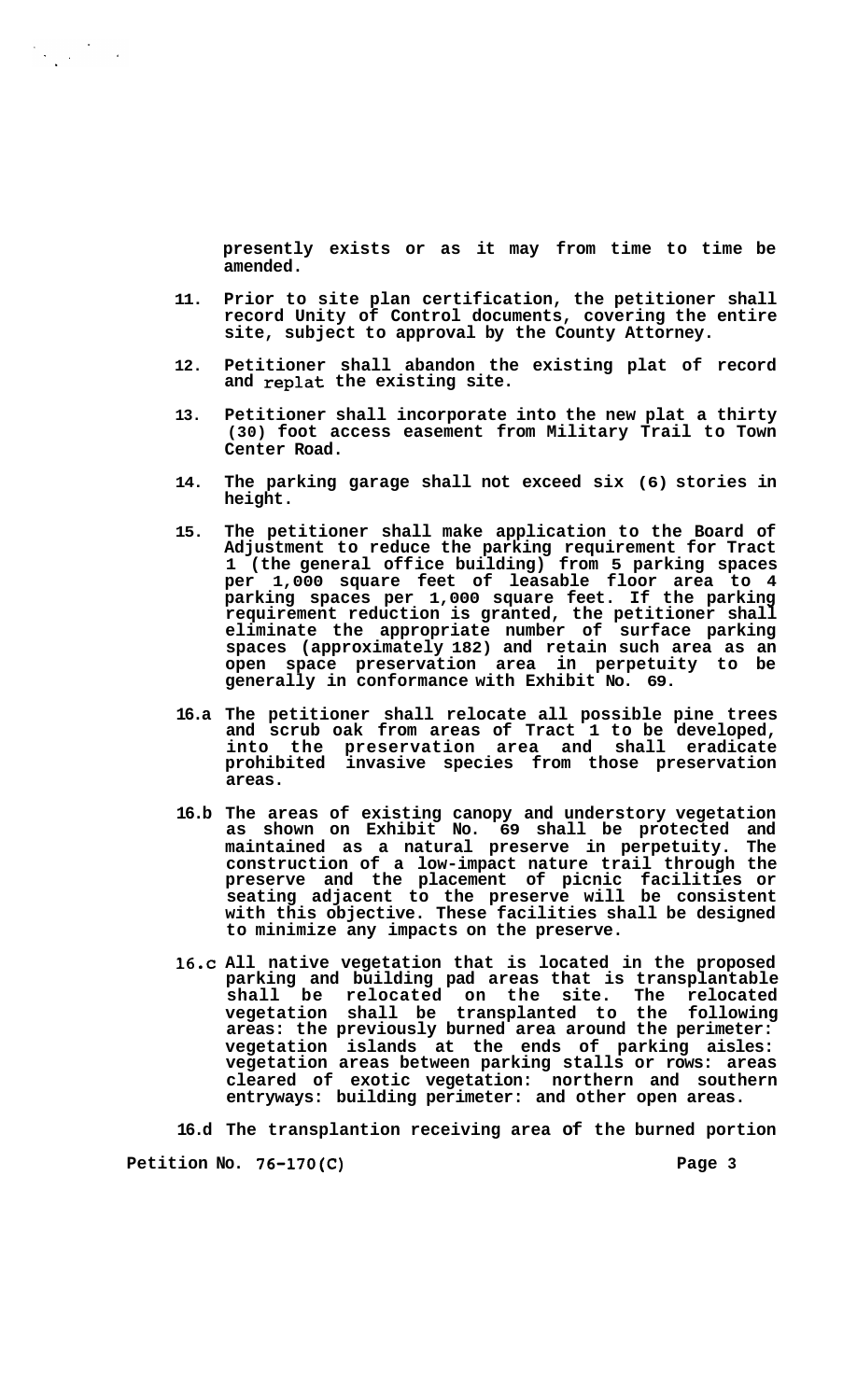presently exists or as it may from time to time be amended.

11. Prior to site plan certification, the petitioner shall record Unity of Control documents, covering the entire site, subject to approval by the County Attorney.

12. Petitioner shall abandon the existing plat of record and replat the existing site.

13. Petitioner shall incorporate into the new plat a thirty (30) foot access easement from Military Trail to Town Center Road.

14. The parking garage shall not exceed six (6) stories in height.

15. The petitioner shall make application to the Board of Adjustment to reduce the parking requirement for Tract 1 (the general office building) from 5 parking spaces per 1,000 square feet of leasable floor area to 4 parking spaces per 1,000 square feet. If the parking requirement reduction is granted, the petitioner shall eliminate the appropriate number of surface parking spaces (approximately 182) and retain such area as an open space preservation area in perpetuity to be generally in conformance with Exhibit No. 69.

16.a The petitioner shall relocate all possible pine trees and scrub oak from areas of Tract 1 to be developed, into the preservation area and shall eradicate prohibited invasive species from those preservation areas.

16.b The areas of existing canopy and understory vegetation as shown on Exhibit No. 69 shall be protected and maintained as a natural preserve in perpetuity. The construction of a low-impact nature trail through the preserve and the placement of picnic facilities or seating adjacent to the preserve will be consistent with this objective. These facilities shall be designed to minimize any impacts on the preserve.

16.c All native vegetation that is located in the proposed parking and building pad areas that is transplantable shall be relocated on the site. The relocated vegetation shall be transplanted to the following areas: the previously burned area around the perimeter: vegetation islands at the ends of parking aisles: vegetation areas between parking stalls or rows: areas cleared of exotic vegetation: northern and southern entryways: building perimeter: and other open areas.

16.d The transplantion receiving area of the burned portion

Petition No. 76-170(C)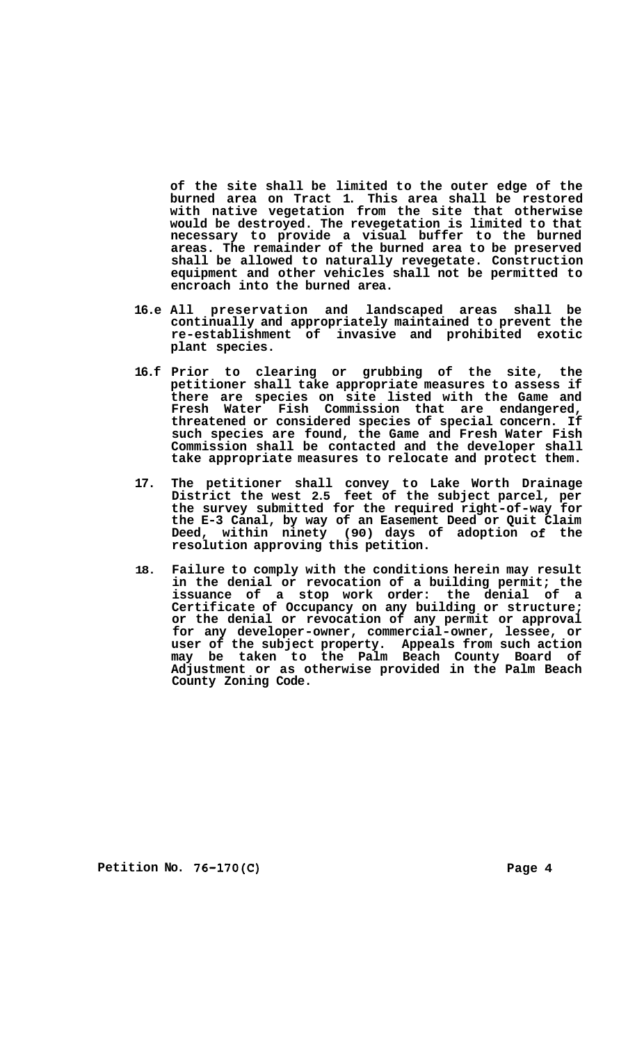of the site shall be limited to the outer edge of the burned area on Tract 1. This area shall be restored with native vegetation from the site that otherwise would be destroyed. The revegetation is limited to that necessary to provide a visual buffer to the burned areas. The remainder of the burned area to be preserved shall be allowed to naturally revegetate. Construction equipment and other vehicles shall not be permitted to encroach into the burned area.

16.e All preservation and landscaped areas shall be continually and appropriately maintained to prevent the re-establishment of invasive and prohibited exotic plant species.

16.f Prior to clearing or grubbing of the site, the petitioner shall take appropriate measures to assess if there are species on site listed with the Game and Fresh Water Fish Commission that are endangered, threatened or considered species of special concern. If such species are found, the Game and Fresh Water Fish Commission shall be contacted and the developer shall take appropriate measures to relocate and protect them.

17. The petitioner shall convey to Lake Worth Drainage District the west 2.5 feet of the subject parcel, per the survey submitted for the required right-of-way for the E-3 Canal, by way of an Easement Deed or Quit Claim Deed, within ninety (90) days of adoption of the resolution approving this petition.

18. Failure to comply with the conditions herein may result in the denial or revocation of a building permit; the issuance of a stop work order: the denial of a Certificate of Occupancy on any building or structure; or the denial or revocation of any permit or approval for any developer-owner, commercial-owner, lessee, or user of the subject property. Appeals from such action may be taken to the Palm Beach County Board of Adjustment or as otherwise provided in the Palm Beach County Zoning Code.

Petition No. 76-170(C)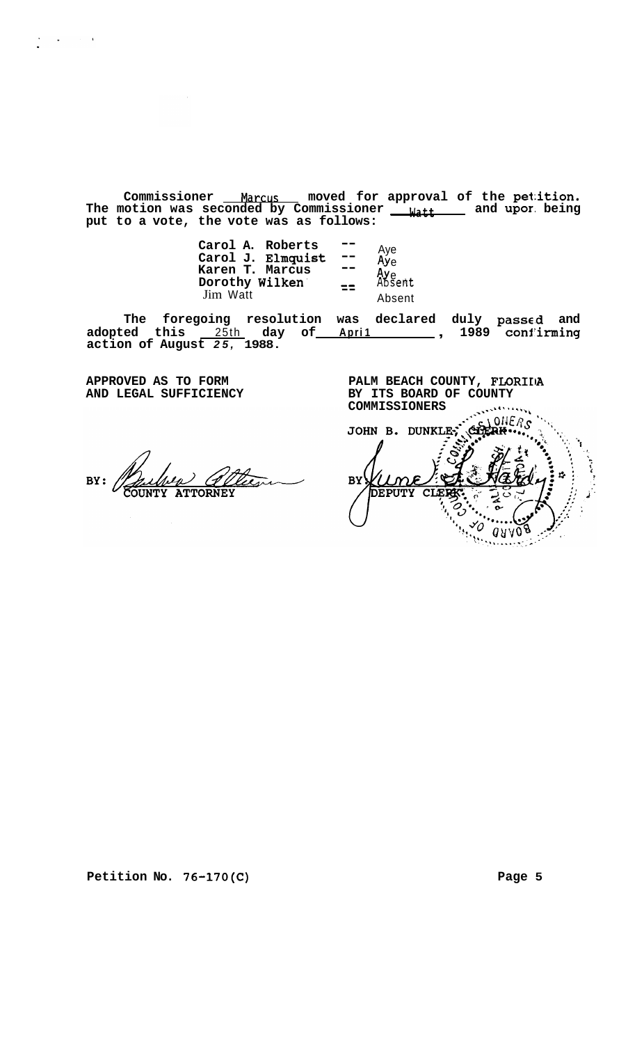Commissioner Marcus moved for approval of the petition. The motion was seconded by Commissioner Watt and upon being put to a vote, the vote was as follows:

| | | |
|---|---|---|
| Carol A. Roberts | -- | Aye |
| Carol J. Elmquist | -- | Aye |
| Karen T. Marcus | -- | Aye |
| Dorothy Wilken | -- | Absent |
| Jim Watt | -- | Absent |

The foregoing resolution was declared duly passed and adopted this 25th day of April, 1989 confirming action of August 25, 1988.

APPROVED AS TO FORM AND LEGAL SUFFICIENCY

BY: COUNTY ATTORNEY

PALM BEACH COUNTY, FLORIDA BY ITS BOARD OF COUNTY COMMISSIONERS

JOHN B. DUNKLE, CLERK

BY: DEPUTY CLERK

Petition No. 76-170(C)